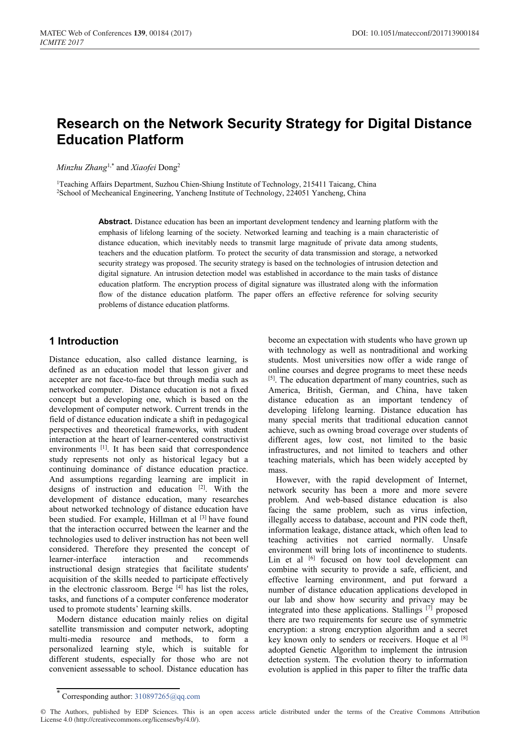# Research on the Network Security Strategy for Digital Distance Education Platform

*Minzhu Zhang*[1,*] and *Xiaofei* Dong[2]

[1]Teaching Affairs Department, Suzhou Chien-Shiung Institute of Technology, 215411 Taicang, China
[2]School of Mecheanical Engineering, Yancheng Institute of Technology, 224051 Yancheng, China

**Abstract.** Distance education has been an important development tendency and learning platform with the emphasis of lifelong learning of the society. Networked learning and teaching is a main characteristic of distance education, which inevitably needs to transmit large magnitude of private data among students, teachers and the education platform. To protect the security of data transmission and storage, a networked security strategy was proposed. The security strategy is based on the technologies of intrusion detection and digital signature. An intrusion detection model was established in accordance to the main tasks of distance education platform. The encryption process of digital signature was illustrated along with the information flow of the distance education platform. The paper offers an effective reference for solving security problems of distance education platforms.

## 1 Introduction

Distance education, also called distance learning, is defined as an education model that lesson giver and accepter are not face-to-face but through media such as networked computer. Distance education is not a fixed concept but a developing one, which is based on the development of computer network. Current trends in the field of distance education indicate a shift in pedagogical perspectives and theoretical frameworks, with student interaction at the heart of learner-centered constructivist environments [1]. It has been said that correspondence study represents not only as historical legacy but a continuing dominance of distance education practice. And assumptions regarding learning are implicit in designs of instruction and education [2]. With the development of distance education, many researches about networked technology of distance education have been studied. For example, Hillman et al [3] have found that the interaction occurred between the learner and the technologies used to deliver instruction has not been well considered. Therefore they presented the concept of learner-interface interaction and recommends instructional design strategies that facilitate students' acquisition of the skills needed to participate effectively in the electronic classroom. Berge [4] has list the roles, tasks, and functions of a computer conference moderator used to promote students' learning skills.

Modern distance education mainly relies on digital satellite transmission and computer network, adopting multi-media resource and methods, to form a personalized learning style, which is suitable for different students, especially for those who are not convenient assessable to school. Distance education has become an expectation with students who have grown up with technology as well as nontraditional and working students. Most universities now offer a wide range of online courses and degree programs to meet these needs [5]. The education department of many countries, such as America, British, German, and China, have taken distance education as an important tendency of developing lifelong learning. Distance education has many special merits that traditional education cannot achieve, such as owning broad coverage over students of different ages, low cost, not limited to the basic infrastructures, and not limited to teachers and other teaching materials, which has been widely accepted by mass.

However, with the rapid development of Internet, network security has been a more and more severe problem. And web-based distance education is also facing the same problem, such as virus infection, illegally access to database, account and PIN code theft, information leakage, distance attack, which often lead to teaching activities not carried normally. Unsafe environment will bring lots of incontinence to students. Lin et al [6] focused on how tool development can combine with security to provide a safe, efficient, and effective learning environment, and put forward a number of distance education applications developed in our lab and show how security and privacy may be integrated into these applications. Stallings [7] proposed there are two requirements for secure use of symmetric encryption: a strong encryption algorithm and a secret key known only to senders or receivers. Hoque et al [8] adopted Genetic Algorithm to implement the intrusion detection system. The evolution theory to information evolution is applied in this paper to filter the traffic data

* Corresponding author: 310897265@qq.com

© The Authors, published by EDP Sciences. This is an open access article distributed under the terms of the Creative Commons Attribution License 4.0 (http://creativecommons.org/licenses/by/4.0/).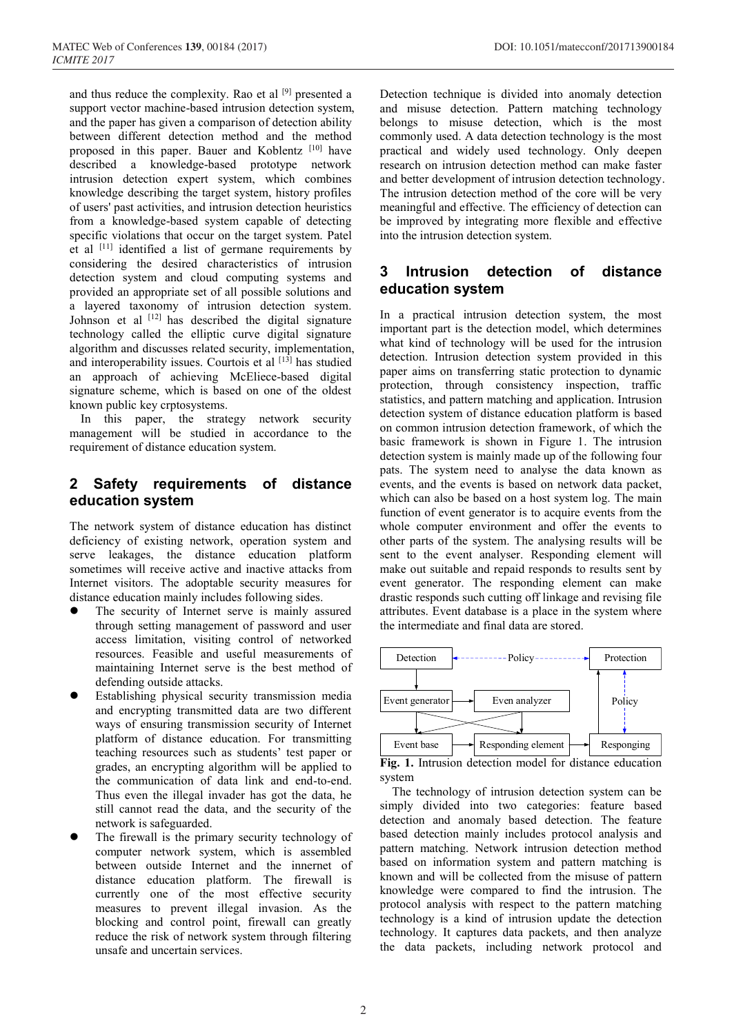and thus reduce the complexity. Rao et al [9] presented a support vector machine-based intrusion detection system, and the paper has given a comparison of detection ability between different detection method and the method proposed in this paper. Bauer and Koblentz [10] have described a knowledge-based prototype network intrusion detection expert system, which combines knowledge describing the target system, history profiles of users' past activities, and intrusion detection heuristics from a knowledge-based system capable of detecting specific violations that occur on the target system. Patel et al [11] identified a list of germane requirements by considering the desired characteristics of intrusion detection system and cloud computing systems and provided an appropriate set of all possible solutions and a layered taxonomy of intrusion detection system. Johnson et al [12] has described the digital signature technology called the elliptic curve digital signature algorithm and discusses related security, implementation, and interoperability issues. Courtois et al [13] has studied an approach of achieving McEliece-based digital signature scheme, which is based on one of the oldest known public key crptosystems.

In this paper, the strategy network security management will be studied in accordance to the requirement of distance education system.

## 2 Safety requirements of distance education system

The network system of distance education has distinct deficiency of existing network, operation system and serve leakages, the distance education platform sometimes will receive active and inactive attacks from Internet visitors. The adoptable security measures for distance education mainly includes following sides.

- The security of Internet serve is mainly assured through setting management of password and user access limitation, visiting control of networked resources. Feasible and useful measurements of maintaining Internet serve is the best method of defending outside attacks.
- Establishing physical security transmission media and encrypting transmitted data are two different ways of ensuring transmission security of Internet platform of distance education. For transmitting teaching resources such as students' test paper or grades, an encrypting algorithm will be applied to the communication of data link and end-to-end. Thus even the illegal invader has got the data, he still cannot read the data, and the security of the network is safeguarded.
- The firewall is the primary security technology of computer network system, which is assembled between outside Internet and the innernet of distance education platform. The firewall is currently one of the most effective security measures to prevent illegal invasion. As the blocking and control point, firewall can greatly reduce the risk of network system through filtering unsafe and uncertain services.

Detection technique is divided into anomaly detection and misuse detection. Pattern matching technology belongs to misuse detection, which is the most commonly used. A data detection technology is the most practical and widely used technology. Only deepen research on intrusion detection method can make faster and better development of intrusion detection technology. The intrusion detection method of the core will be very meaningful and effective. The efficiency of detection can be improved by integrating more flexible and effective into the intrusion detection system.

## 3 Intrusion detection of distance education system

In a practical intrusion detection system, the most important part is the detection model, which determines what kind of technology will be used for the intrusion detection. Intrusion detection system provided in this paper aims on transferring static protection to dynamic protection, through consistency inspection, traffic statistics, and pattern matching and application. Intrusion detection system of distance education platform is based on common intrusion detection framework, of which the basic framework is shown in Figure 1. The intrusion detection system is mainly made up of the following four pats. The system need to analyse the data known as events, and the events is based on network data packet, which can also be based on a host system log. The main function of event generator is to acquire events from the whole computer environment and offer the events to other parts of the system. The analysing results will be sent to the event analyser. Responding element will make out suitable and repaid responds to results sent by event generator. The responding element can make drastic responds such cutting off linkage and revising file attributes. Event database is a place in the system where the intermediate and final data are stored.

Detection --Policy-- Protection
Event generator → Even analyzer | Policy
Event base → Responding element → Responging

**Fig. 1.** Intrusion detection model for distance education system

The technology of intrusion detection system can be simply divided into two categories: feature based detection and anomaly based detection. The feature based detection mainly includes protocol analysis and pattern matching. Network intrusion detection method based on information system and pattern matching is known and will be collected from the misuse of pattern knowledge were compared to find the intrusion. The protocol analysis with respect to the pattern matching technology is a kind of intrusion update the detection technology. It captures data packets, and then analyze the data packets, including network protocol and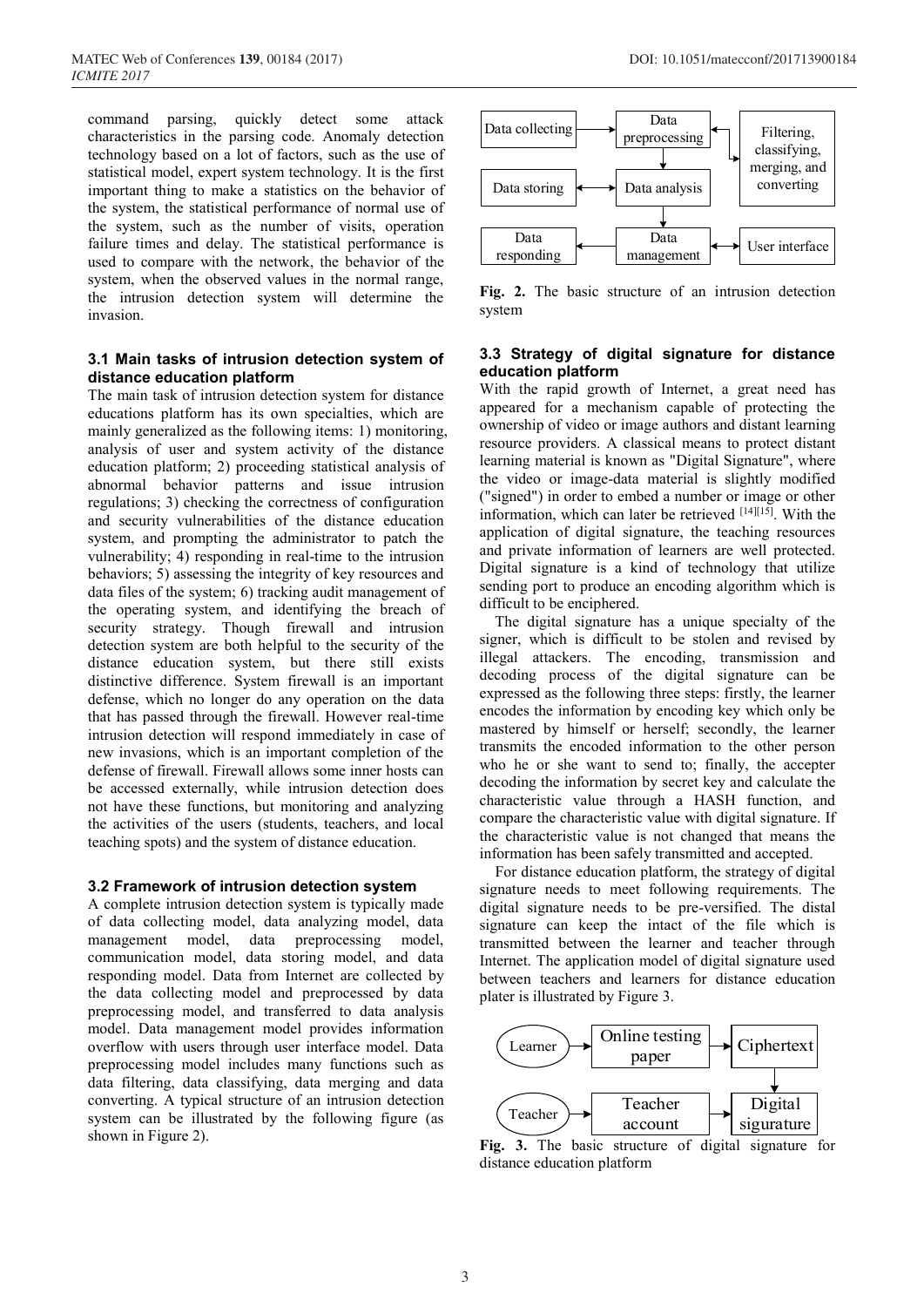command parsing, quickly detect some attack characteristics in the parsing code. Anomaly detection technology based on a lot of factors, such as the use of statistical model, expert system technology. It is the first important thing to make a statistics on the behavior of the system, the statistical performance of normal use of the system, such as the number of visits, operation failure times and delay. The statistical performance is used to compare with the network, the behavior of the system, when the observed values in the normal range, the intrusion detection system will determine the invasion.

### 3.1 Main tasks of intrusion detection system of distance education platform

The main task of intrusion detection system for distance educations platform has its own specialties, which are mainly generalized as the following items: 1) monitoring, analysis of user and system activity of the distance education platform; 2) proceeding statistical analysis of abnormal behavior patterns and issue intrusion regulations; 3) checking the correctness of configuration and security vulnerabilities of the distance education system, and prompting the administrator to patch the vulnerability; 4) responding in real-time to the intrusion behaviors; 5) assessing the integrity of key resources and data files of the system; 6) tracking audit management of the operating system, and identifying the breach of security strategy. Though firewall and intrusion detection system are both helpful to the security of the distance education system, but there still exists distinctive difference. System firewall is an important defense, which no longer do any operation on the data that has passed through the firewall. However real-time intrusion detection will respond immediately in case of new invasions, which is an important completion of the defense of firewall. Firewall allows some inner hosts can be accessed externally, while intrusion detection does not have these functions, but monitoring and analyzing the activities of the users (students, teachers, and local teaching spots) and the system of distance education.

### 3.2 Framework of intrusion detection system

A complete intrusion detection system is typically made of data collecting model, data analyzing model, data management model, data preprocessing model, communication model, data storing model, and data responding model. Data from Internet are collected by the data collecting model and preprocessed by data preprocessing model, and transferred to data analysis model. Data management model provides information overflow with users through user interface model. Data preprocessing model includes many functions such as data filtering, data classifying, data merging and data converting. A typical structure of an intrusion detection system can be illustrated by the following figure (as shown in Figure 2).

Data collecting → Data preprocessing ↔ Filtering, classifying, merging, and converting
Data storing ↔ Data analysis
Data responding ← Data management ↔ User interface

**Fig. 2.** The basic structure of an intrusion detection system

### 3.3 Strategy of digital signature for distance education platform

With the rapid growth of Internet, a great need has appeared for a mechanism capable of protecting the ownership of video or image authors and distant learning resource providers. A classical means to protect distant learning material is known as "Digital Signature", where the video or image-data material is slightly modified ("signed") in order to embed a number or image or other information, which can later be retrieved [14][15]. With the application of digital signature, the teaching resources and private information of learners are well protected. Digital signature is a kind of technology that utilize sending port to produce an encoding algorithm which is difficult to be enciphered.

The digital signature has a unique specialty of the signer, which is difficult to be stolen and revised by illegal attackers. The encoding, transmission and decoding process of the digital signature can be expressed as the following three steps: firstly, the learner encodes the information by encoding key which only be mastered by himself or herself; secondly, the learner transmits the encoded information to the other person who he or she want to send to; finally, the accepter decoding the information by secret key and calculate the characteristic value through a HASH function, and compare the characteristic value with digital signature. If the characteristic value is not changed that means the information has been safely transmitted and accepted.

For distance education platform, the strategy of digital signature needs to meet following requirements. The digital signature needs to be pre-versified. The distal signature can keep the intact of the file which is transmitted between the learner and teacher through Internet. The application model of digital signature used between teachers and learners for distance education plater is illustrated by Figure 3.

Learner → Online testing paper → Ciphertext
Teacher → Teacher account → Digital sigurature

**Fig. 3.** The basic structure of digital signature for distance education platform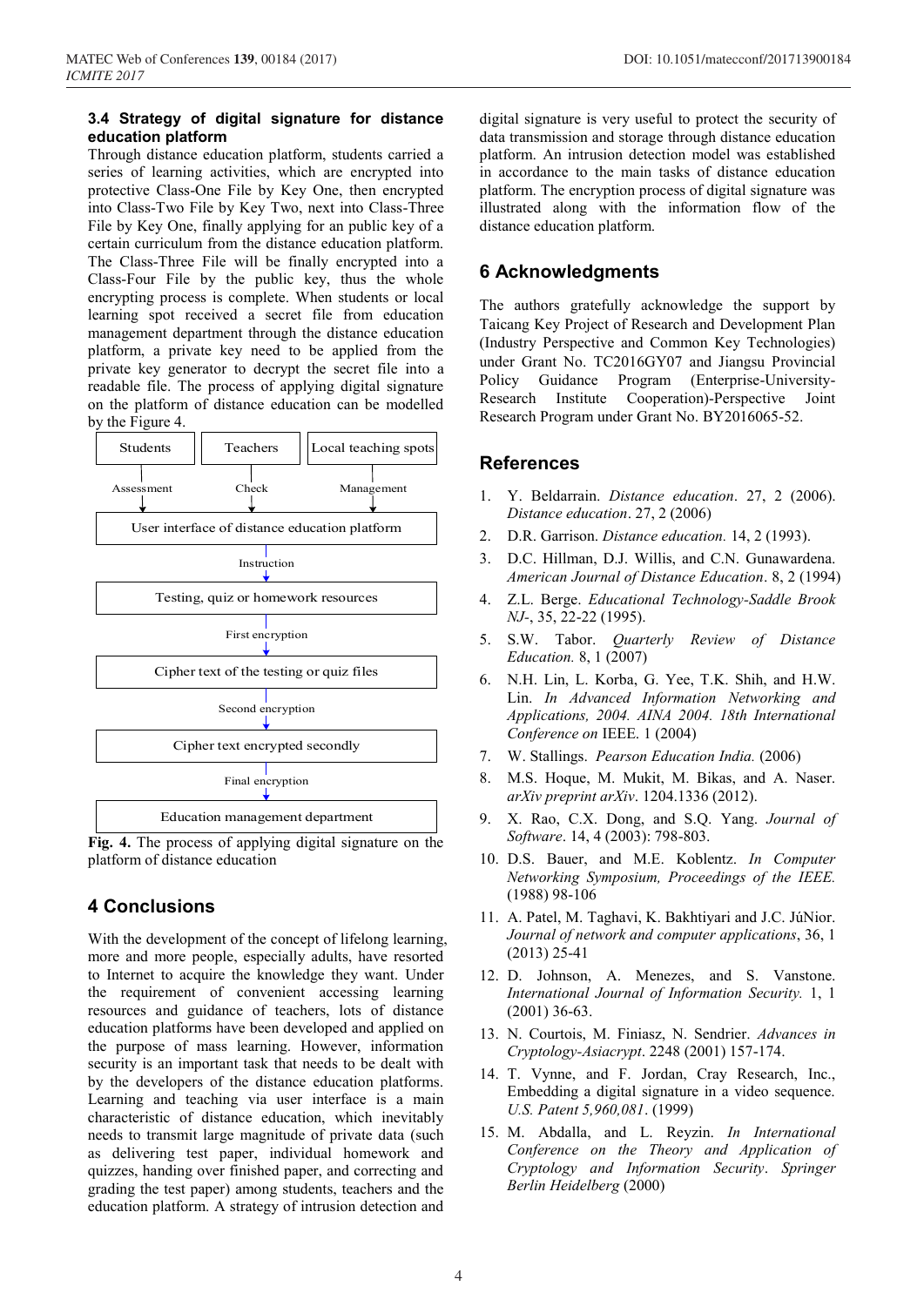### 3.4 Strategy of digital signature for distance education platform

Through distance education platform, students carried a series of learning activities, which are encrypted into protective Class-One File by Key One, then encrypted into Class-Two File by Key Two, next into Class-Three File by Key One, finally applying for an public key of a certain curriculum from the distance education platform. The Class-Three File will be finally encrypted into a Class-Four File by the public key, thus the whole encrypting process is complete. When students or local learning spot received a secret file from education management department through the distance education platform, a private key need to be applied from the private key generator to decrypt the secret file into a readable file. The process of applying digital signature on the platform of distance education can be modelled by the Figure 4.

Students
Teachers
Local teaching spots
Assessment
Check
Management
User interface of distance education platform
Instruction
Testing, quiz or homework resources
First encryption
Cipher text of the testing or quiz files
Second encryption
Cipher text encrypted secondly
Final encryption
Education management department

**Fig. 4.** The process of applying digital signature on the platform of distance education

## 4 Conclusions

With the development of the concept of lifelong learning, more and more people, especially adults, have resorted to Internet to acquire the knowledge they want. Under the requirement of convenient accessing learning resources and guidance of teachers, lots of distance education platforms have been developed and applied on the purpose of mass learning. However, information security is an important task that needs to be dealt with by the developers of the distance education platforms. Learning and teaching via user interface is a main characteristic of distance education, which inevitably needs to transmit large magnitude of private data (such as delivering test paper, individual homework and quizzes, handing over finished paper, and correcting and grading the test paper) among students, teachers and the education platform. A strategy of intrusion detection and digital signature is very useful to protect the security of data transmission and storage through distance education platform. An intrusion detection model was established in accordance to the main tasks of distance education platform. The encryption process of digital signature was illustrated along with the information flow of the distance education platform.

## 6 Acknowledgments

The authors gratefully acknowledge the support by Taicang Key Project of Research and Development Plan (Industry Perspective and Common Key Technologies) under Grant No. TC2016GY07 and Jiangsu Provincial Policy Guidance Program (Enterprise-University-Research Institute Cooperation)-Perspective Joint Research Program under Grant No. BY2016065-52.

## References

1. Y. Beldarrain. *Distance education*. 27, 2 (2006). *Distance education*. 27, 2 (2006)
2. D.R. Garrison. *Distance education.* 14, 2 (1993).
3. D.C. Hillman, D.J. Willis, and C.N. Gunawardena. *American Journal of Distance Education*. 8, 2 (1994)
4. Z.L. Berge. *Educational Technology-Saddle Brook NJ-*, 35, 22-22 (1995).
5. S.W. Tabor. *Quarterly Review of Distance Education.* 8, 1 (2007)
6. N.H. Lin, L. Korba, G. Yee, T.K. Shih, and H.W. Lin. *In Advanced Information Networking and Applications, 2004. AINA 2004. 18th International Conference on* IEEE. 1 (2004)
7. W. Stallings. *Pearson Education India.* (2006)
8. M.S. Hoque, M. Mukit, M. Bikas, and A. Naser. *arXiv preprint arXiv*. 1204.1336 (2012).
9. X. Rao, C.X. Dong, and S.Q. Yang. *Journal of Software*. 14, 4 (2003): 798-803.
10. D.S. Bauer, and M.E. Koblentz. *In Computer Networking Symposium, Proceedings of the IEEE.* (1988) 98-106
11. A. Patel, M. Taghavi, K. Bakhtiyari and J.C. JúNior. *Journal of network and computer applications*, 36, 1 (2013) 25-41
12. D. Johnson, A. Menezes, and S. Vanstone. *International Journal of Information Security.* 1, 1 (2001) 36-63.
13. N. Courtois, M. Finiasz, N. Sendrier. *Advances in Cryptology-Asiacrypt*. 2248 (2001) 157-174.
14. T. Vynne, and F. Jordan, Cray Research, Inc., Embedding a digital signature in a video sequence. *U.S. Patent 5,960,081*. (1999)
15. M. Abdalla, and L. Reyzin. *In International Conference on the Theory and Application of Cryptology and Information Security*. *Springer Berlin Heidelberg* (2000)